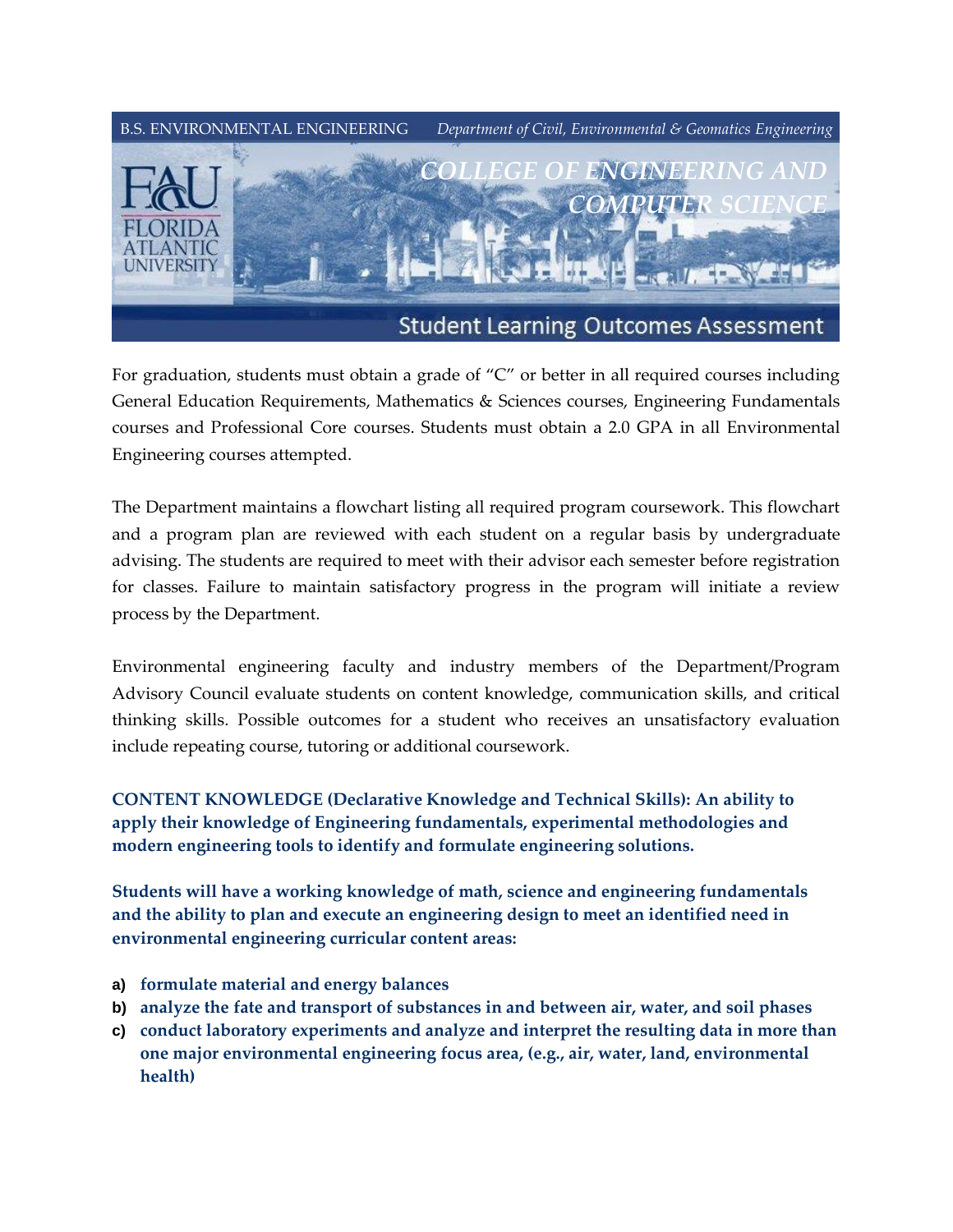B.S. ENVIRONMENTAL ENGINEERING *Department of Civil, Environmental & Geomatics Engineering*

FAU FLORIDA ATLANTIC UNIVERSITY

*COLLEGE OF ENGINEERING AND COMPUTER SCIENCE*

# Student Learning Outcomes Assessment

For graduation, students must obtain a grade of "C" or better in all required courses including General Education Requirements, Mathematics & Sciences courses, Engineering Fundamentals courses and Professional Core courses. Students must obtain a 2.0 GPA in all Environmental Engineering courses attempted.

The Department maintains a flowchart listing all required program coursework. This flowchart and a program plan are reviewed with each student on a regular basis by undergraduate advising. The students are required to meet with their advisor each semester before registration for classes. Failure to maintain satisfactory progress in the program will initiate a review process by the Department.

Environmental engineering faculty and industry members of the Department/Program Advisory Council evaluate students on content knowledge, communication skills, and critical thinking skills. Possible outcomes for a student who receives an unsatisfactory evaluation include repeating course, tutoring or additional coursework.

**CONTENT KNOWLEDGE (Declarative Knowledge and Technical Skills): An ability to apply their knowledge of Engineering fundamentals, experimental methodologies and modern engineering tools to identify and formulate engineering solutions.**

**Students will have a working knowledge of math, science and engineering fundamentals and the ability to plan and execute an engineering design to meet an identified need in environmental engineering curricular content areas:**

- **a) formulate material and energy balances**
- **b) analyze the fate and transport of substances in and between air, water, and soil phases**
- **c) conduct laboratory experiments and analyze and interpret the resulting data in more than one major environmental engineering focus area, (e.g., air, water, land, environmental health)**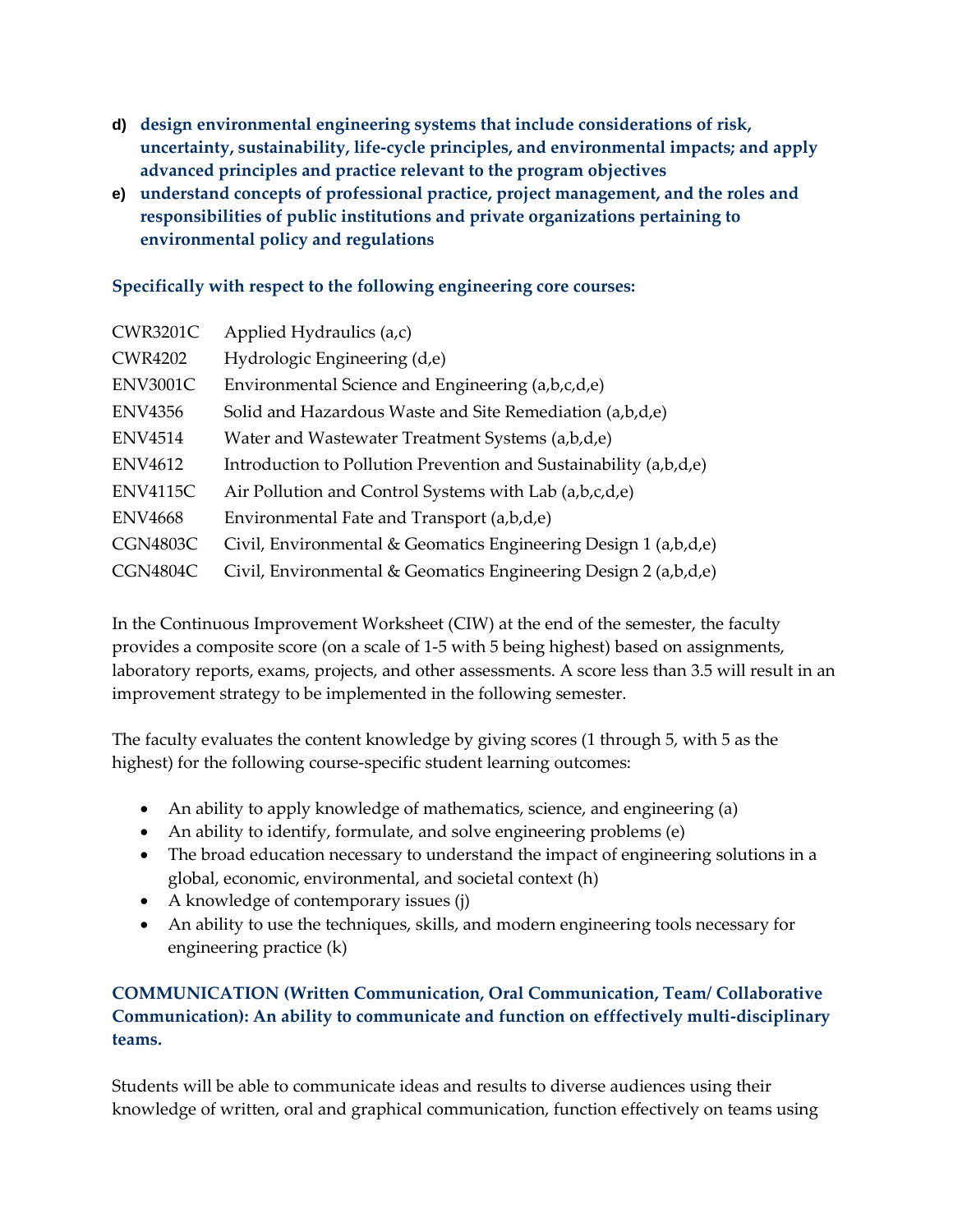d) **design environmental engineering systems that include considerations of risk, uncertainty, sustainability, life-cycle principles, and environmental impacts; and apply advanced principles and practice relevant to the program objectives**

e) **understand concepts of professional practice, project management, and the roles and responsibilities of public institutions and private organizations pertaining to environmental policy and regulations**

**Specifically with respect to the following engineering core courses:**

| | |
|---|---|
| CWR3201C | Applied Hydraulics (a,c) |
| CWR4202 | Hydrologic Engineering (d,e) |
| ENV3001C | Environmental Science and Engineering (a,b,c,d,e) |
| ENV4356 | Solid and Hazardous Waste and Site Remediation (a,b,d,e) |
| ENV4514 | Water and Wastewater Treatment Systems (a,b,d,e) |
| ENV4612 | Introduction to Pollution Prevention and Sustainability (a,b,d,e) |
| ENV4115C | Air Pollution and Control Systems with Lab (a,b,c,d,e) |
| ENV4668 | Environmental Fate and Transport (a,b,d,e) |
| CGN4803C | Civil, Environmental & Geomatics Engineering Design 1 (a,b,d,e) |
| CGN4804C | Civil, Environmental & Geomatics Engineering Design 2 (a,b,d,e) |

In the Continuous Improvement Worksheet (CIW) at the end of the semester, the faculty provides a composite score (on a scale of 1-5 with 5 being highest) based on assignments, laboratory reports, exams, projects, and other assessments. A score less than 3.5 will result in an improvement strategy to be implemented in the following semester.

The faculty evaluates the content knowledge by giving scores (1 through 5, with 5 as the highest) for the following course-specific student learning outcomes:

- An ability to apply knowledge of mathematics, science, and engineering (a)
- An ability to identify, formulate, and solve engineering problems (e)
- The broad education necessary to understand the impact of engineering solutions in a global, economic, environmental, and societal context (h)
- A knowledge of contemporary issues (j)
- An ability to use the techniques, skills, and modern engineering tools necessary for engineering practice (k)

**COMMUNICATION (Written Communication, Oral Communication, Team/ Collaborative Communication): An ability to communicate and function on efffectively multi-disciplinary teams.**

Students will be able to communicate ideas and results to diverse audiences using their knowledge of written, oral and graphical communication, function effectively on teams using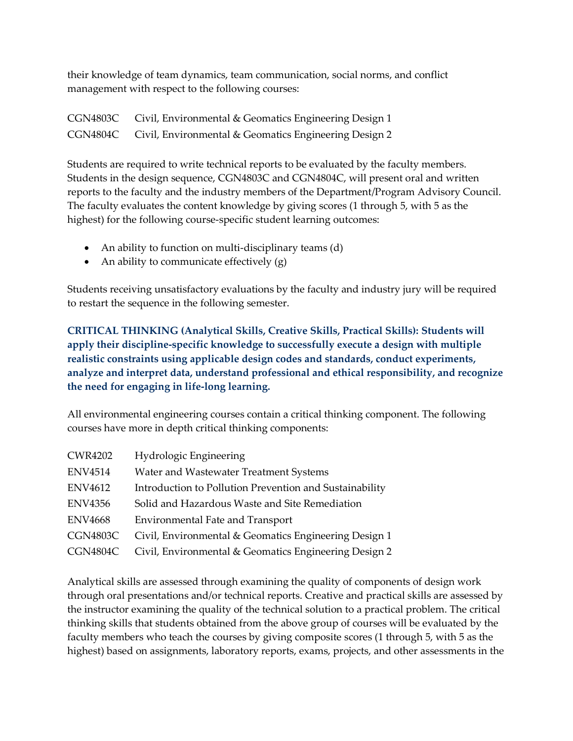their knowledge of team dynamics, team communication, social norms, and conflict management with respect to the following courses:

| | |
|---|---|
| CGN4803C | Civil, Environmental & Geomatics Engineering Design 1 |
| CGN4804C | Civil, Environmental & Geomatics Engineering Design 2 |

Students are required to write technical reports to be evaluated by the faculty members. Students in the design sequence, CGN4803C and CGN4804C, will present oral and written reports to the faculty and the industry members of the Department/Program Advisory Council. The faculty evaluates the content knowledge by giving scores (1 through 5, with 5 as the highest) for the following course-specific student learning outcomes:

- An ability to function on multi-disciplinary teams (d)
- An ability to communicate effectively (g)

Students receiving unsatisfactory evaluations by the faculty and industry jury will be required to restart the sequence in the following semester.

**CRITICAL THINKING (Analytical Skills, Creative Skills, Practical Skills): Students will apply their discipline-specific knowledge to successfully execute a design with multiple realistic constraints using applicable design codes and standards, conduct experiments, analyze and interpret data, understand professional and ethical responsibility, and recognize the need for engaging in life-long learning.**

All environmental engineering courses contain a critical thinking component. The following courses have more in depth critical thinking components:

| | |
|---|---|
| CWR4202 | Hydrologic Engineering |
| ENV4514 | Water and Wastewater Treatment Systems |
| ENV4612 | Introduction to Pollution Prevention and Sustainability |
| ENV4356 | Solid and Hazardous Waste and Site Remediation |
| ENV4668 | Environmental Fate and Transport |
| CGN4803C | Civil, Environmental & Geomatics Engineering Design 1 |
| CGN4804C | Civil, Environmental & Geomatics Engineering Design 2 |

Analytical skills are assessed through examining the quality of components of design work through oral presentations and/or technical reports. Creative and practical skills are assessed by the instructor examining the quality of the technical solution to a practical problem. The critical thinking skills that students obtained from the above group of courses will be evaluated by the faculty members who teach the courses by giving composite scores (1 through 5, with 5 as the highest) based on assignments, laboratory reports, exams, projects, and other assessments in the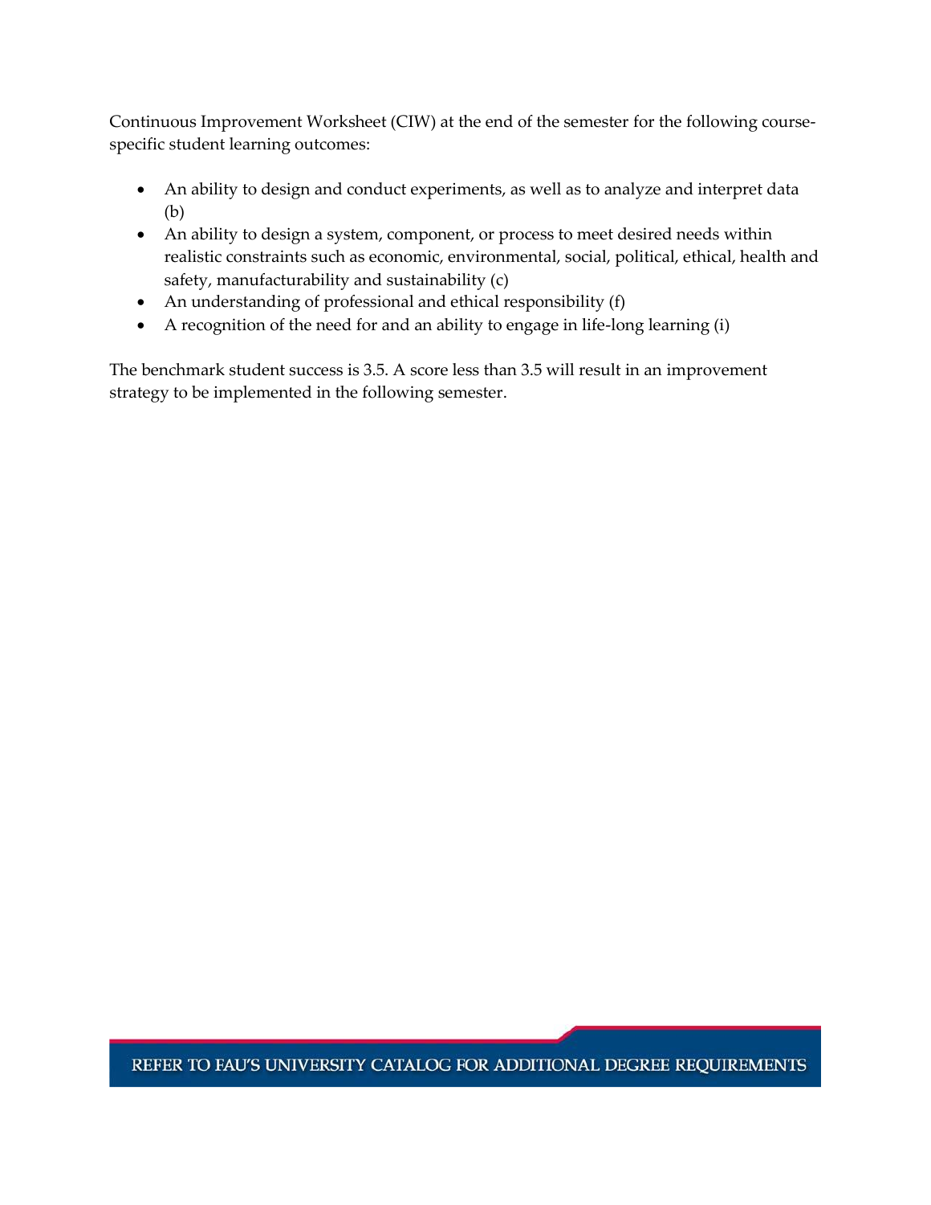Continuous Improvement Worksheet (CIW) at the end of the semester for the following course-specific student learning outcomes:

- An ability to design and conduct experiments, as well as to analyze and interpret data (b)
- An ability to design a system, component, or process to meet desired needs within realistic constraints such as economic, environmental, social, political, ethical, health and safety, manufacturability and sustainability (c)
- An understanding of professional and ethical responsibility (f)
- A recognition of the need for and an ability to engage in life-long learning (i)

The benchmark student success is 3.5. A score less than 3.5 will result in an improvement strategy to be implemented in the following semester.

REFER TO FAU'S UNIVERSITY CATALOG FOR ADDITIONAL DEGREE REQUIREMENTS